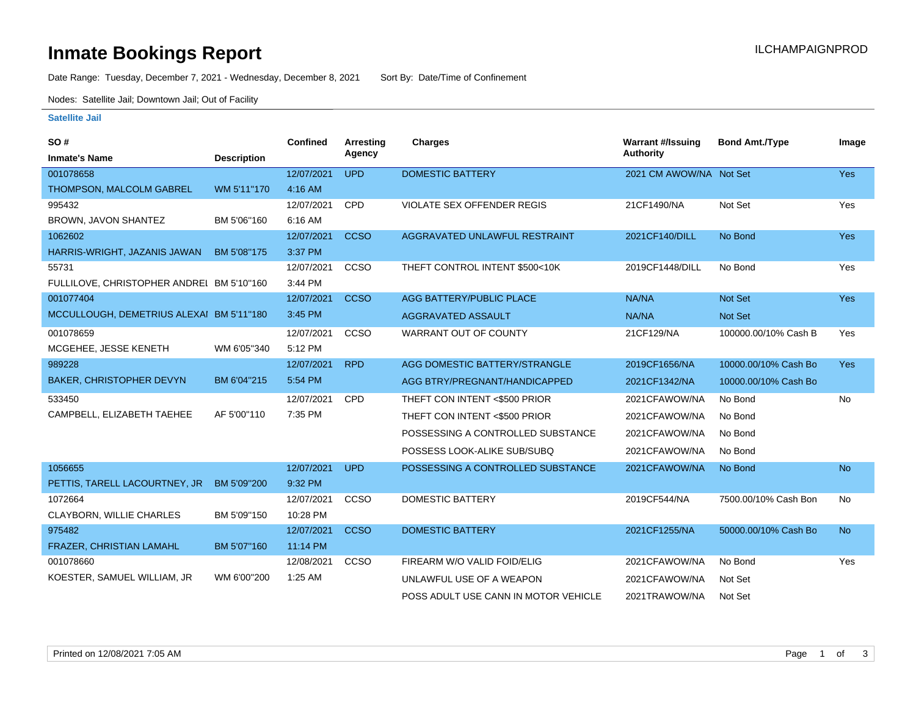# Inmate Bookings Report

ILCHAMPAIGNPROD

Date Range: Tuesday, December 7, 2021 - Wednesday, December 8, 2021    Sort By: Date/Time of Confinement

Nodes: Satellite Jail; Downtown Jail; Out of Facility

**Satellite Jail**

| SO # / Inmate's Name | Description | Confined | Arresting Agency | Charges | Warrant #/Issuing Authority | Bond Amt./Type | Image |
|---|---|---|---|---|---|---|---|
| 001078658 / THOMPSON, MALCOLM GABREL | WM 5'11"170 | 12/07/2021 4:16 AM | UPD | DOMESTIC BATTERY | 2021 CM AWOW/NA | Not Set | Yes |
| 995432 / BROWN, JAVON SHANTEZ | BM 5'06"160 | 12/07/2021 6:16 AM | CPD | VIOLATE SEX OFFENDER REGIS | 21CF1490/NA | Not Set | Yes |
| 1062602 / HARRIS-WRIGHT, JAZANIS JAWAN | BM 5'08"175 | 12/07/2021 3:37 PM | CCSO | AGGRAVATED UNLAWFUL RESTRAINT | 2021CF140/DILL | No Bond | Yes |
| 55731 / FULLILOVE, CHRISTOPHER ANDREI | BM 5'10"160 | 12/07/2021 3:44 PM | CCSO | THEFT CONTROL INTENT $500<10K | 2019CF1448/DILL | No Bond | Yes |
| 001077404 / MCCULLOUGH, DEMETRIUS ALEXAI | BM 5'11"180 | 12/07/2021 3:45 PM | CCSO | AGG BATTERY/PUBLIC PLACE | NA/NA | Not Set | Yes |
| | | | | AGGRAVATED ASSAULT | NA/NA | Not Set | |
| 001078659 / MCGEHEE, JESSE KENETH | WM 6'05"340 | 12/07/2021 5:12 PM | CCSO | WARRANT OUT OF COUNTY | 21CF129/NA | 100000.00/10% Cash B | Yes |
| 989228 / BAKER, CHRISTOPHER DEVYN | BM 6'04"215 | 12/07/2021 5:54 PM | RPD | AGG DOMESTIC BATTERY/STRANGLE | 2019CF1656/NA | 10000.00/10% Cash Bo | Yes |
| | | | | AGG BTRY/PREGNANT/HANDICAPPED | 2021CF1342/NA | 10000.00/10% Cash Bo | |
| 533450 / CAMPBELL, ELIZABETH TAEHEE | AF 5'00"110 | 12/07/2021 7:35 PM | CPD | THEFT CON INTENT <$500 PRIOR | 2021CFAWOW/NA | No Bond | No |
| | | | | THEFT CON INTENT <$500 PRIOR | 2021CFAWOW/NA | No Bond | |
| | | | | POSSESSING A CONTROLLED SUBSTANCE | 2021CFAWOW/NA | No Bond | |
| | | | | POSSESS LOOK-ALIKE SUB/SUBQ | 2021CFAWOW/NA | No Bond | |
| 1056655 / PETTIS, TARELL LACOURTNEY, JR | BM 5'09"200 | 12/07/2021 9:32 PM | UPD | POSSESSING A CONTROLLED SUBSTANCE | 2021CFAWOW/NA | No Bond | No |
| 1072664 / CLAYBORN, WILLIE CHARLES | BM 5'09"150 | 12/07/2021 10:28 PM | CCSO | DOMESTIC BATTERY | 2019CF544/NA | 7500.00/10% Cash Bon | No |
| 975482 / FRAZER, CHRISTIAN LAMAHL | BM 5'07"160 | 12/07/2021 11:14 PM | CCSO | DOMESTIC BATTERY | 2021CF1255/NA | 50000.00/10% Cash Bo | No |
| 001078660 / KOESTER, SAMUEL WILLIAM, JR | WM 6'00"200 | 12/08/2021 1:25 AM | CCSO | FIREARM W/O VALID FOID/ELIG | 2021CFAWOW/NA | No Bond | Yes |
| | | | | UNLAWFUL USE OF A WEAPON | 2021CFAWOW/NA | Not Set | |
| | | | | POSS ADULT USE CANN IN MOTOR VEHICLE | 2021TRAWOW/NA | Not Set | |

Printed on 12/08/2021 7:05 AM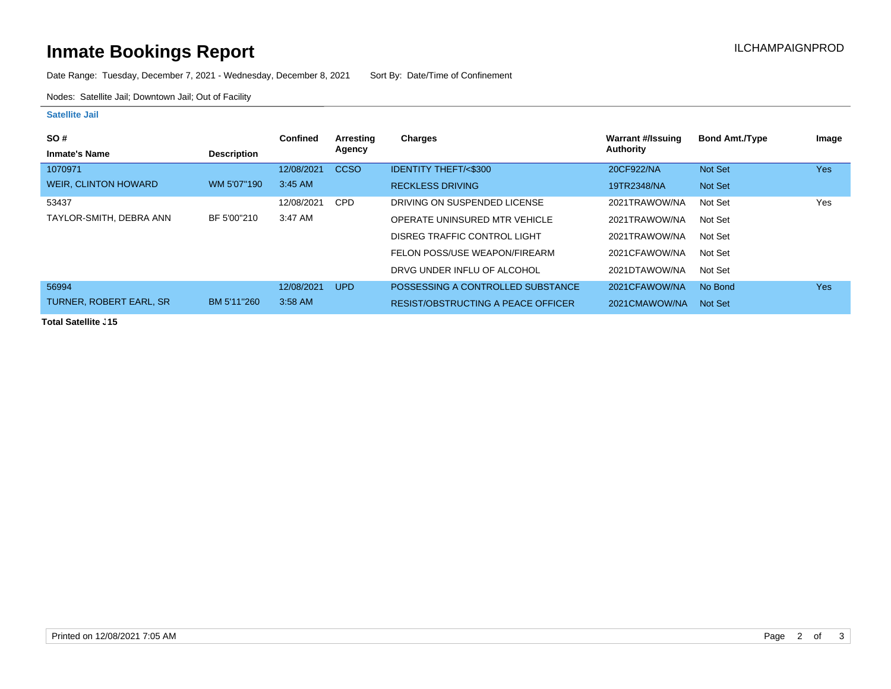# Inmate Bookings Report

ILCHAMPAIGNPROD

Date Range: Tuesday, December 7, 2021 - Wednesday, December 8, 2021 Sort By: Date/Time of Confinement

Nodes: Satellite Jail; Downtown Jail; Out of Facility

### Satellite Jail

| SO # / Inmate's Name | Description | Confined | Arresting Agency | Charges | Warrant #/Issuing Authority | Bond Amt./Type | Image |
|---|---|---|---|---|---|---|---|
| 1070971 | | 12/08/2021 | CCSO | IDENTITY THEFT/<$300 | 20CF922/NA | Not Set | Yes |
| WEIR, CLINTON HOWARD | WM 5'07"190 | 3:45 AM | | RECKLESS DRIVING | 19TR2348/NA | Not Set | |
| 53437 | | 12/08/2021 | CPD | DRIVING ON SUSPENDED LICENSE | 2021TRAWOW/NA | Not Set | Yes |
| TAYLOR-SMITH, DEBRA ANN | BF 5'00"210 | 3:47 AM | | OPERATE UNINSURED MTR VEHICLE | 2021TRAWOW/NA | Not Set | |
| | | | | DISREG TRAFFIC CONTROL LIGHT | 2021TRAWOW/NA | Not Set | |
| | | | | FELON POSS/USE WEAPON/FIREARM | 2021CFAWOW/NA | Not Set | |
| | | | | DRVG UNDER INFLU OF ALCOHOL | 2021DTAWOW/NA | Not Set | |
| 56994 | | 12/08/2021 | UPD | POSSESSING A CONTROLLED SUBSTANCE | 2021CFAWOW/NA | No Bond | Yes |
| TURNER, ROBERT EARL, SR | BM 5'11"260 | 3:58 AM | | RESIST/OBSTRUCTING A PEACE OFFICER | 2021CMAWOW/NA | Not Set | |

**Total Satellite J 15**

Printed on 12/08/2021 7:05 AM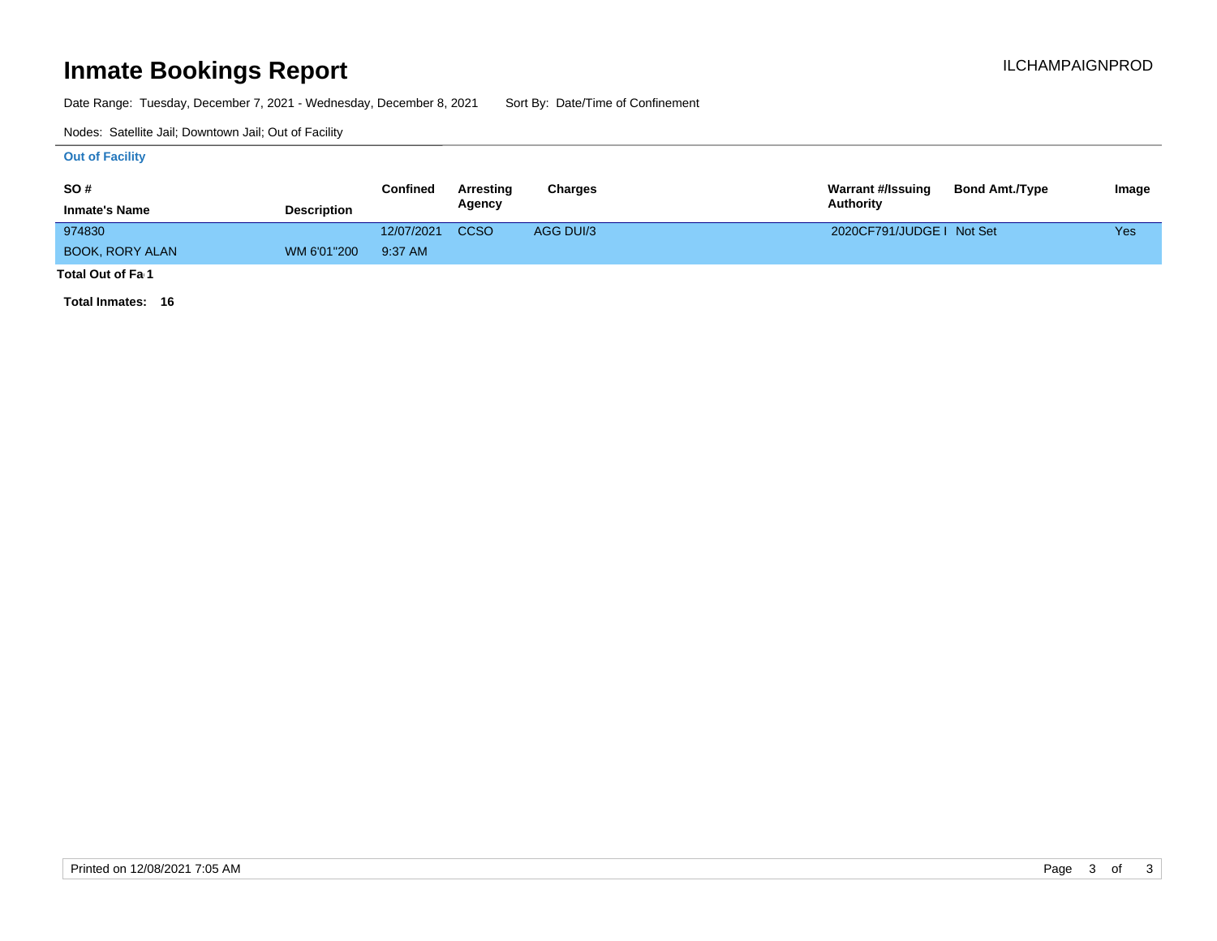# Inmate Bookings Report

ILCHAMPAIGNPROD

Date Range: Tuesday, December 7, 2021 - Wednesday, December 8, 2021 Sort By: Date/Time of Confinement

Nodes: Satellite Jail; Downtown Jail; Out of Facility

**Out of Facility**

| SO # / Inmate's Name | Description | Confined | Arresting Agency | Charges | Warrant #/Issuing Authority | Bond Amt./Type | Image |
|---|---|---|---|---|---|---|---|
| 974830 BOOK, RORY ALAN | WM 6'01"200 | 12/07/2021 9:37 AM | CCSO | AGG DUI/3 | 2020CF791/JUDGE I | Not Set | Yes |

**Total Out of Fa 1**

**Total Inmates: 16**

Printed on 12/08/2021 7:05 AM